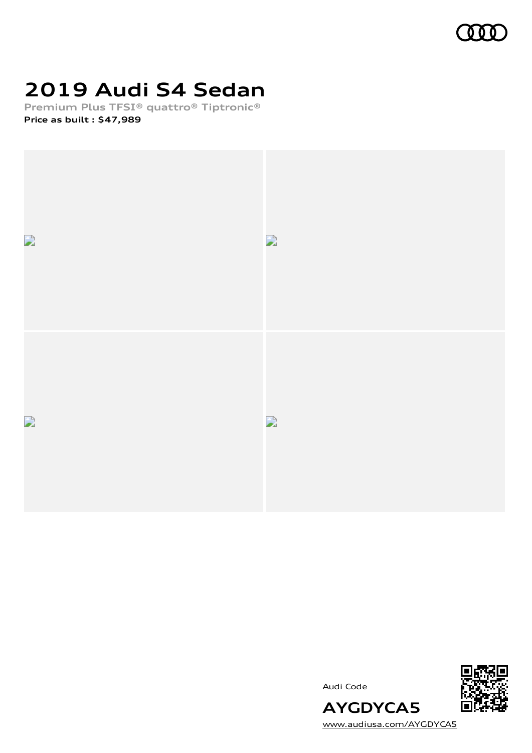# 2019 Audi S4 Sedan

Premium Plus TFSI® quattro® Tiptronic®

**Price as built : $47,989**

Audi Code

**AYGDYCA5**

www.audiusa.com/AYGDYCA5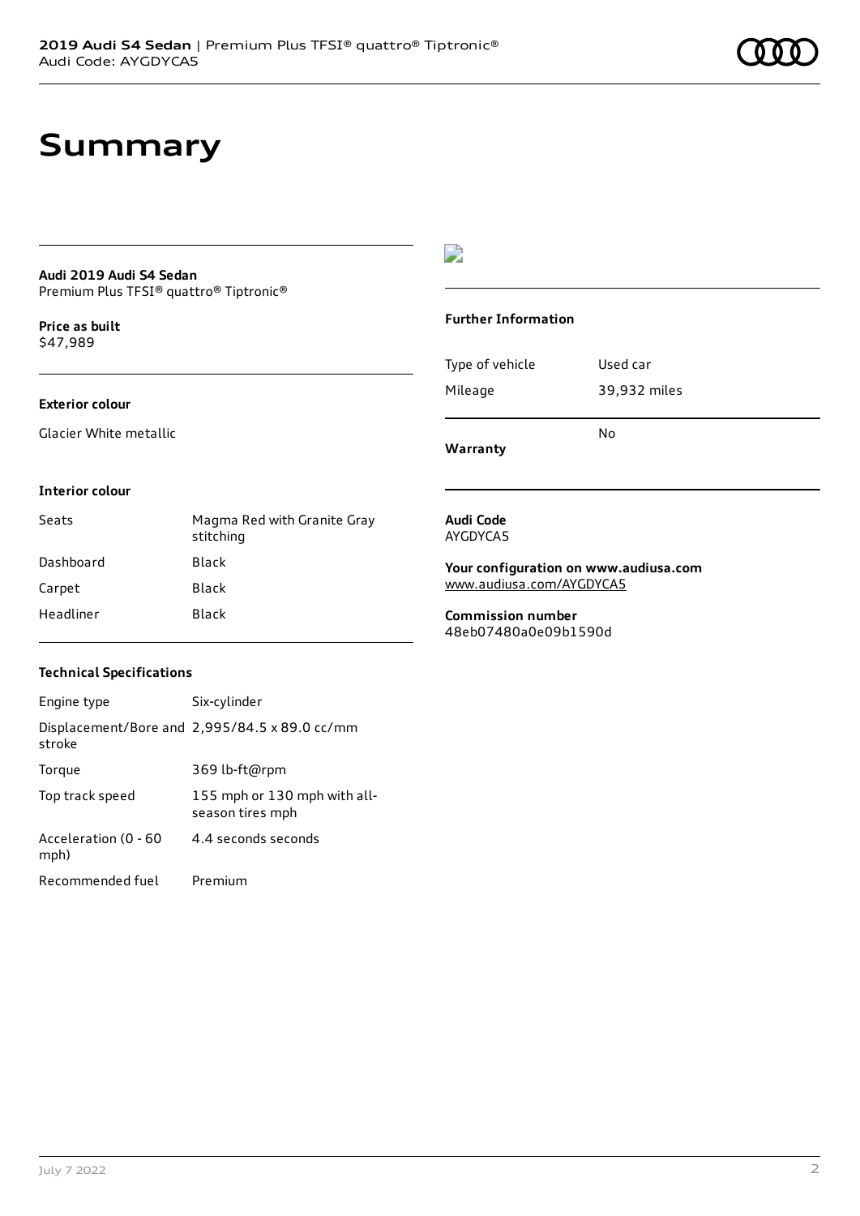# Summary

**Audi 2019 Audi S4 Sedan**
Premium Plus TFSI® quattro® Tiptronic®

**Price as built**
$47,989

**Exterior colour**

Glacier White metallic

**Interior colour**

| | |
|---|---|
| Seats | Magma Red with Granite Gray stitching |
| Dashboard | Black |
| Carpet | Black |
| Headliner | Black |

**Technical Specifications**

| | |
|---|---|
| Engine type | Six-cylinder |
| Displacement/Bore and stroke | 2,995/84.5 x 89.0 cc/mm |
| Torque | 369 lb-ft@rpm |
| Top track speed | 155 mph or 130 mph with all-season tires mph |
| Acceleration (0 - 60 mph) | 4.4 seconds seconds |
| Recommended fuel | Premium |

**Further Information**

| | |
|---|---|
| Type of vehicle | Used car |
| Mileage | 39,932 miles |
| **Warranty** | No |

**Audi Code**
AYGDYCA5

**Your configuration on www.audiusa.com**
www.audiusa.com/AYGDYCA5

**Commission number**
48eb07480a0e09b1590d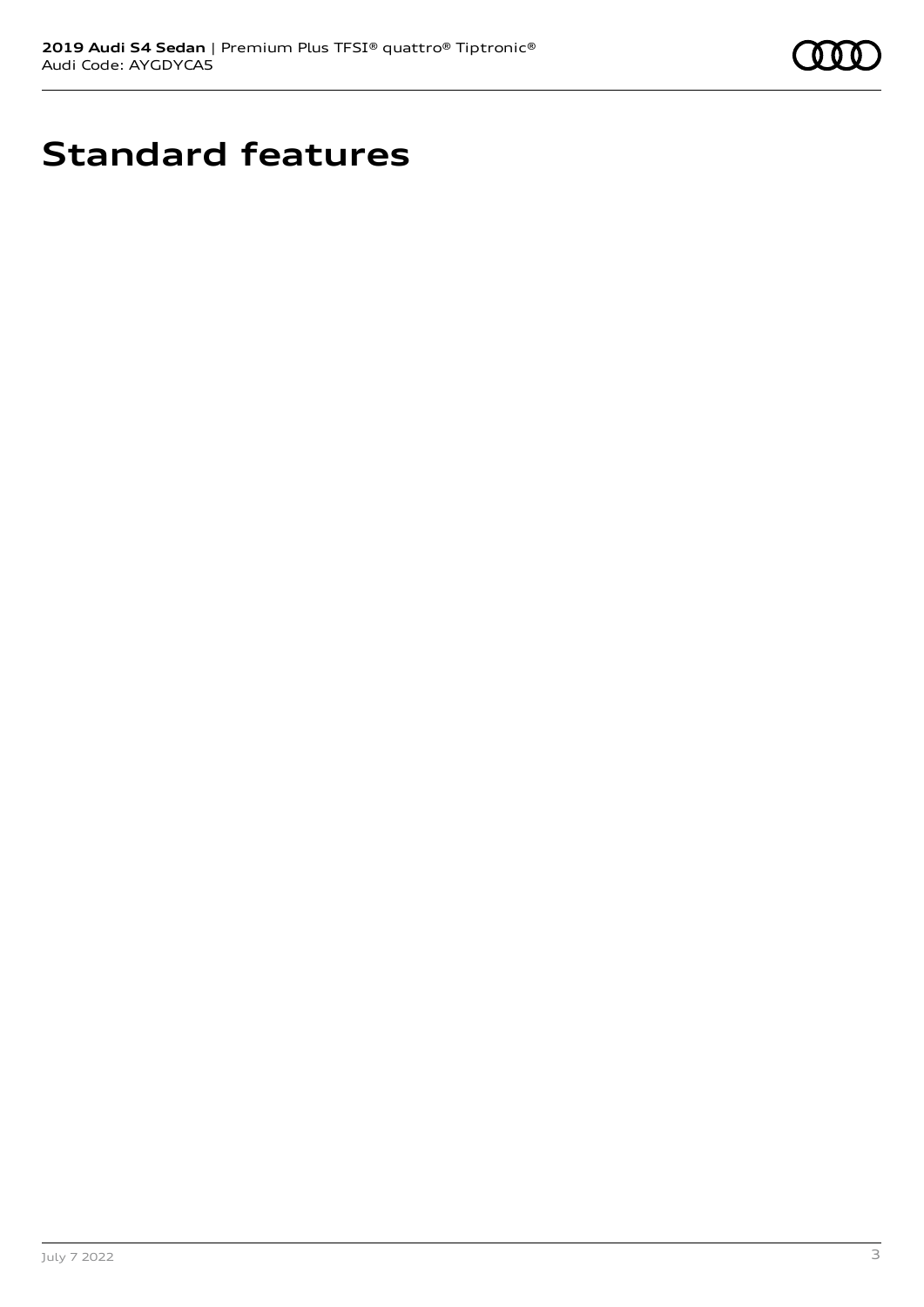# Standard features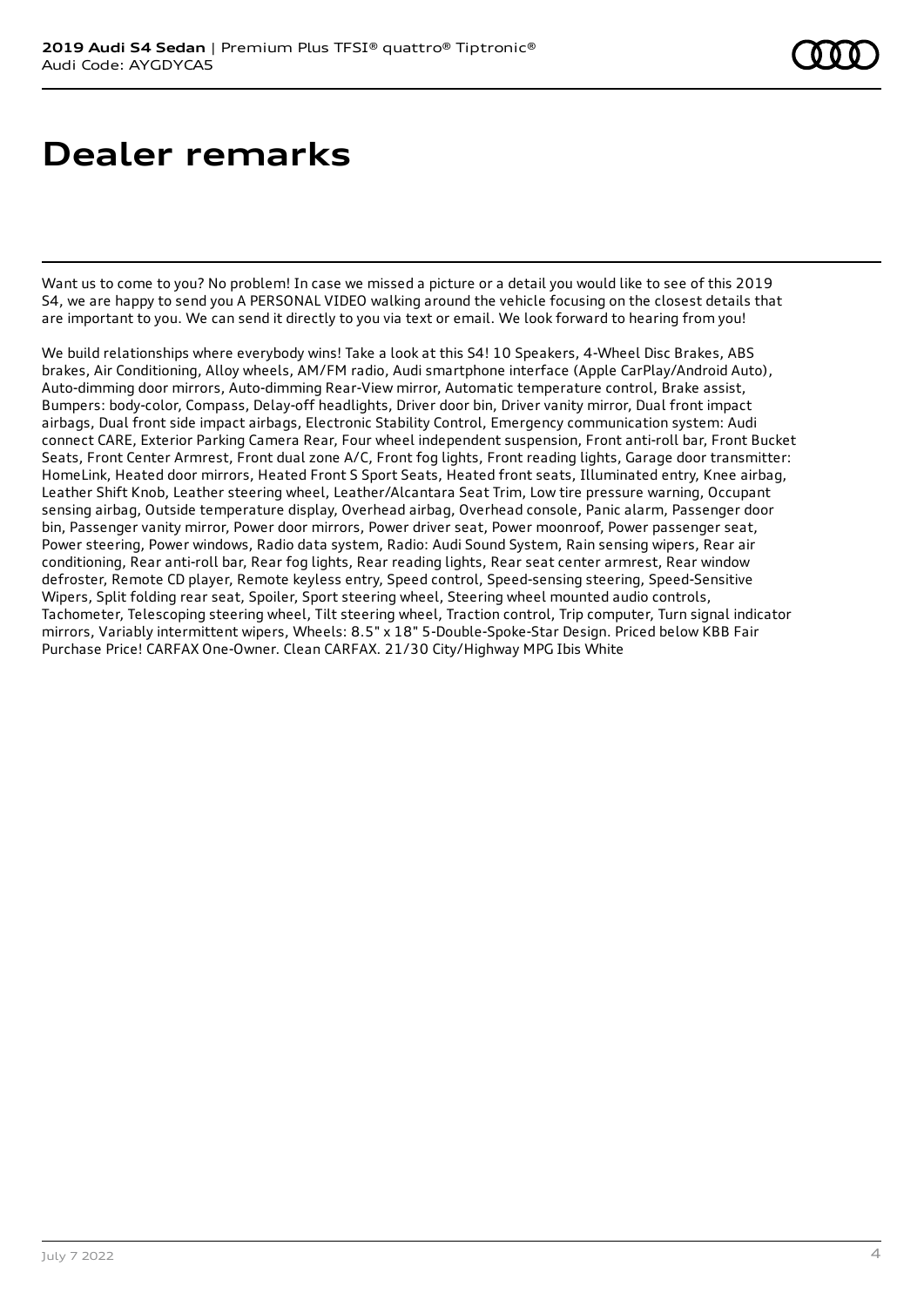# Dealer remarks

Want us to come to you? No problem! In case we missed a picture or a detail you would like to see of this 2019 S4, we are happy to send you A PERSONAL VIDEO walking around the vehicle focusing on the closest details that are important to you. We can send it directly to you via text or email. We look forward to hearing from you!

We build relationships where everybody wins! Take a look at this S4! 10 Speakers, 4-Wheel Disc Brakes, ABS brakes, Air Conditioning, Alloy wheels, AM/FM radio, Audi smartphone interface (Apple CarPlay/Android Auto), Auto-dimming door mirrors, Auto-dimming Rear-View mirror, Automatic temperature control, Brake assist, Bumpers: body-color, Compass, Delay-off headlights, Driver door bin, Driver vanity mirror, Dual front impact airbags, Dual front side impact airbags, Electronic Stability Control, Emergency communication system: Audi connect CARE, Exterior Parking Camera Rear, Four wheel independent suspension, Front anti-roll bar, Front Bucket Seats, Front Center Armrest, Front dual zone A/C, Front fog lights, Front reading lights, Garage door transmitter: HomeLink, Heated door mirrors, Heated Front S Sport Seats, Heated front seats, Illuminated entry, Knee airbag, Leather Shift Knob, Leather steering wheel, Leather/Alcantara Seat Trim, Low tire pressure warning, Occupant sensing airbag, Outside temperature display, Overhead airbag, Overhead console, Panic alarm, Passenger door bin, Passenger vanity mirror, Power door mirrors, Power driver seat, Power moonroof, Power passenger seat, Power steering, Power windows, Radio data system, Radio: Audi Sound System, Rain sensing wipers, Rear air conditioning, Rear anti-roll bar, Rear fog lights, Rear reading lights, Rear seat center armrest, Rear window defroster, Remote CD player, Remote keyless entry, Speed control, Speed-sensing steering, Speed-Sensitive Wipers, Split folding rear seat, Spoiler, Sport steering wheel, Steering wheel mounted audio controls, Tachometer, Telescoping steering wheel, Tilt steering wheel, Traction control, Trip computer, Turn signal indicator mirrors, Variably intermittent wipers, Wheels: 8.5" x 18" 5-Double-Spoke-Star Design. Priced below KBB Fair Purchase Price! CARFAX One-Owner. Clean CARFAX. 21/30 City/Highway MPG Ibis White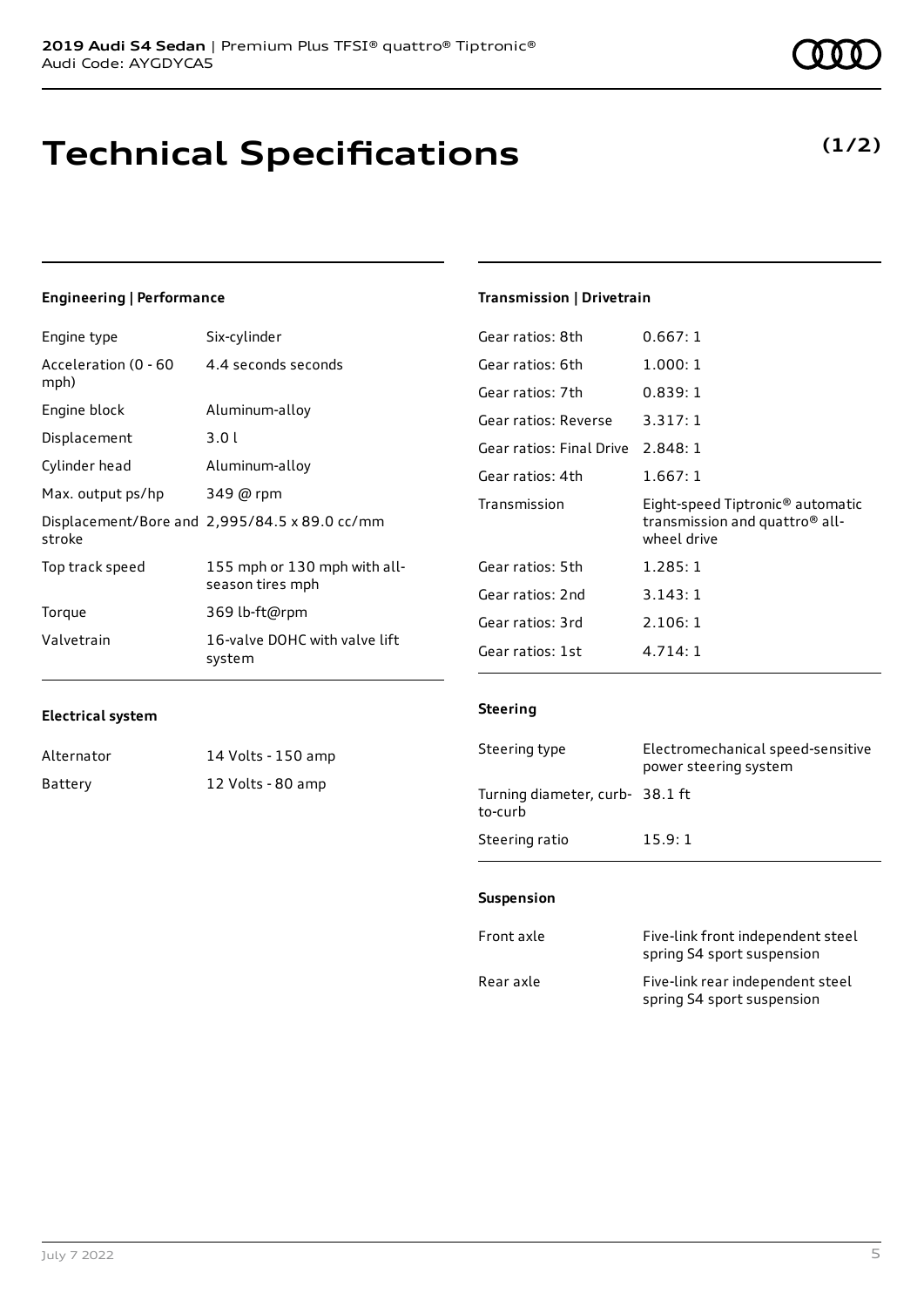**2019 Audi S4 Sedan** | Premium Plus TFSI® quattro® Tiptronic®
Audi Code: AYGDYCA5

# Technical Specifications

**(1/2)**

### Engineering | Performance

| | |
|---|---|
| Engine type | Six-cylinder |
| Acceleration (0 - 60 mph) | 4.4 seconds seconds |
| Engine block | Aluminum-alloy |
| Displacement | 3.0 l |
| Cylinder head | Aluminum-alloy |
| Max. output ps/hp | 349 @ rpm |
| Displacement/Bore and stroke | 2,995/84.5 x 89.0 cc/mm |
| Top track speed | 155 mph or 130 mph with all-season tires mph |
| Torque | 369 lb-ft@rpm |
| Valvetrain | 16-valve DOHC with valve lift system |

### Electrical system

| | |
|---|---|
| Alternator | 14 Volts - 150 amp |
| Battery | 12 Volts - 80 amp |

### Transmission | Drivetrain

| | |
|---|---|
| Gear ratios: 8th | 0.667: 1 |
| Gear ratios: 6th | 1.000: 1 |
| Gear ratios: 7th | 0.839: 1 |
| Gear ratios: Reverse | 3.317: 1 |
| Gear ratios: Final Drive | 2.848: 1 |
| Gear ratios: 4th | 1.667: 1 |
| Transmission | Eight-speed Tiptronic® automatic transmission and quattro® all-wheel drive |
| Gear ratios: 5th | 1.285: 1 |
| Gear ratios: 2nd | 3.143: 1 |
| Gear ratios: 3rd | 2.106: 1 |
| Gear ratios: 1st | 4.714: 1 |

### Steering

| | |
|---|---|
| Steering type | Electromechanical speed-sensitive power steering system |
| Turning diameter, curb-to-curb | 38.1 ft |
| Steering ratio | 15.9: 1 |

### Suspension

| | |
|---|---|
| Front axle | Five-link front independent steel spring S4 sport suspension |
| Rear axle | Five-link rear independent steel spring S4 sport suspension |

July 7 2022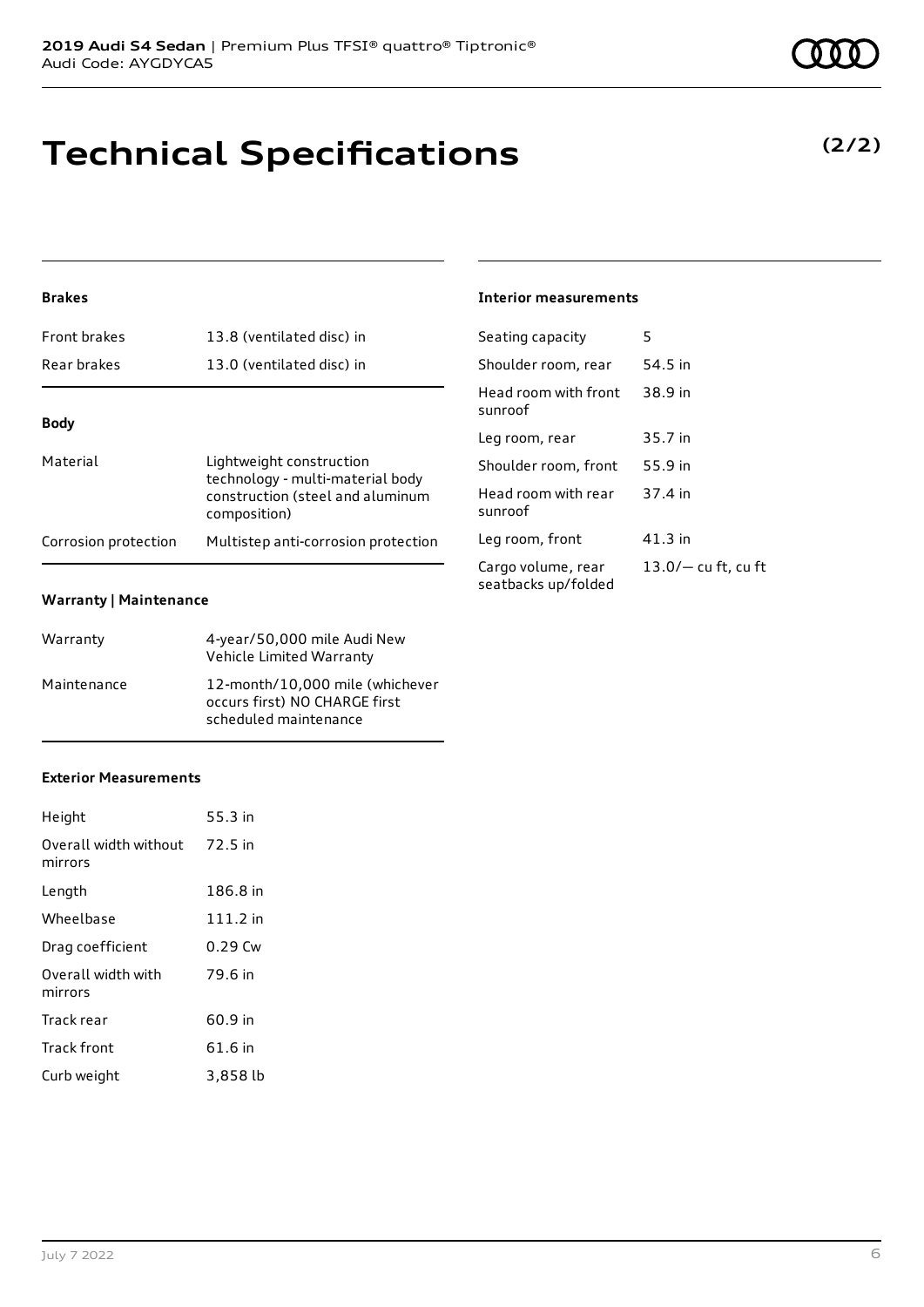# Technical Specifications

**(2/2)**

### Brakes

| | |
|---|---|
| Front brakes | 13.8 (ventilated disc) in |
| Rear brakes | 13.0 (ventilated disc) in |

### Body

| | |
|---|---|
| Material | Lightweight construction technology - multi-material body construction (steel and aluminum composition) |
| Corrosion protection | Multistep anti-corrosion protection |

### Warranty | Maintenance

| | |
|---|---|
| Warranty | 4-year/50,000 mile Audi New Vehicle Limited Warranty |
| Maintenance | 12-month/10,000 mile (whichever occurs first) NO CHARGE first scheduled maintenance |

### Exterior Measurements

| | |
|---|---|
| Height | 55.3 in |
| Overall width without mirrors | 72.5 in |
| Length | 186.8 in |
| Wheelbase | 111.2 in |
| Drag coefficient | 0.29 Cw |
| Overall width with mirrors | 79.6 in |
| Track rear | 60.9 in |
| Track front | 61.6 in |
| Curb weight | 3,858 lb |

### Interior measurements

| | |
|---|---|
| Seating capacity | 5 |
| Shoulder room, rear | 54.5 in |
| Head room with front sunroof | 38.9 in |
| Leg room, rear | 35.7 in |
| Shoulder room, front | 55.9 in |
| Head room with rear sunroof | 37.4 in |
| Leg room, front | 41.3 in |
| Cargo volume, rear seatbacks up/folded | 13.0/— cu ft, cu ft |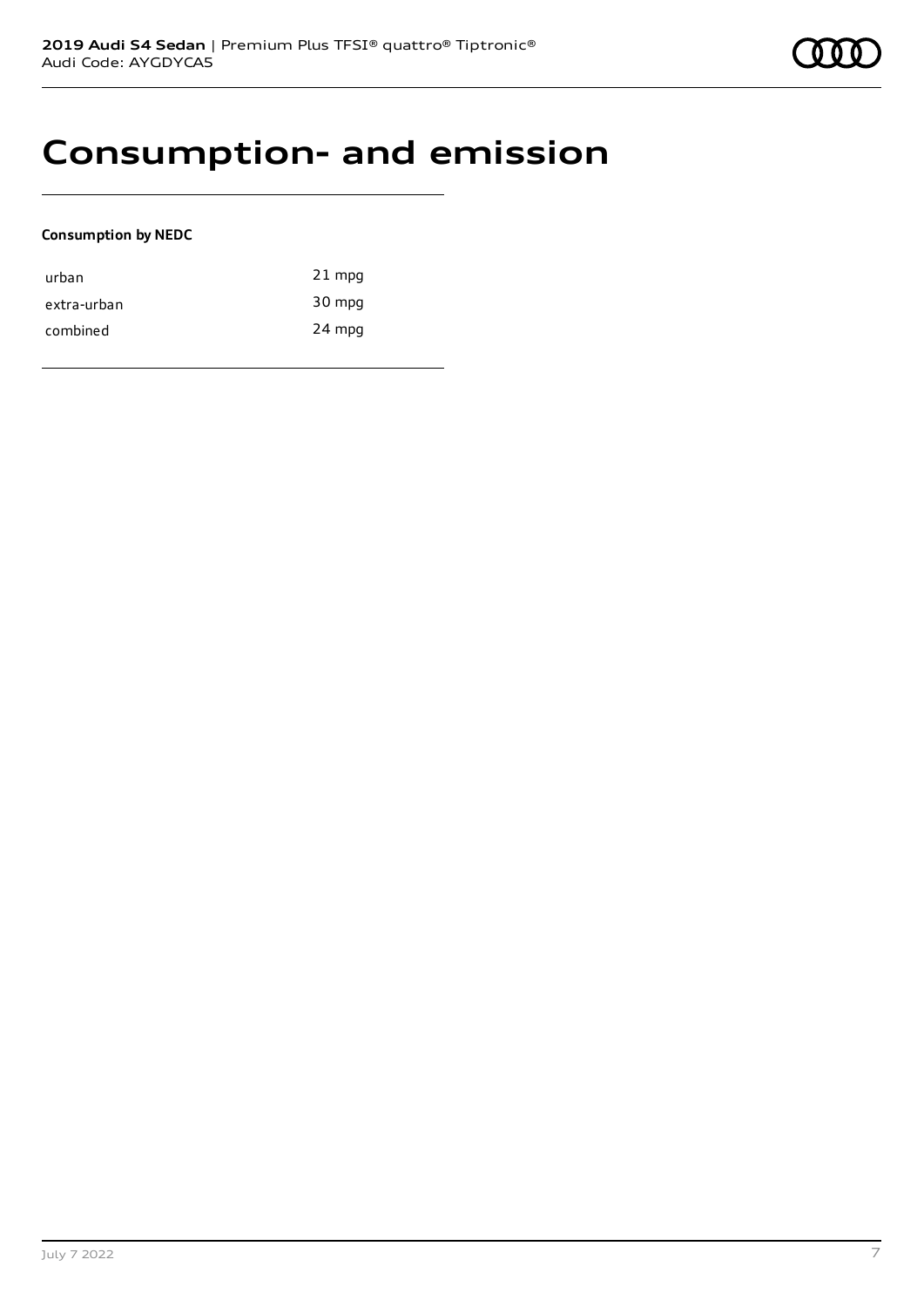# Consumption- and emission

**Consumption by NEDC**

| | |
|---|---|
| urban | 21 mpg |
| extra-urban | 30 mpg |
| combined | 24 mpg |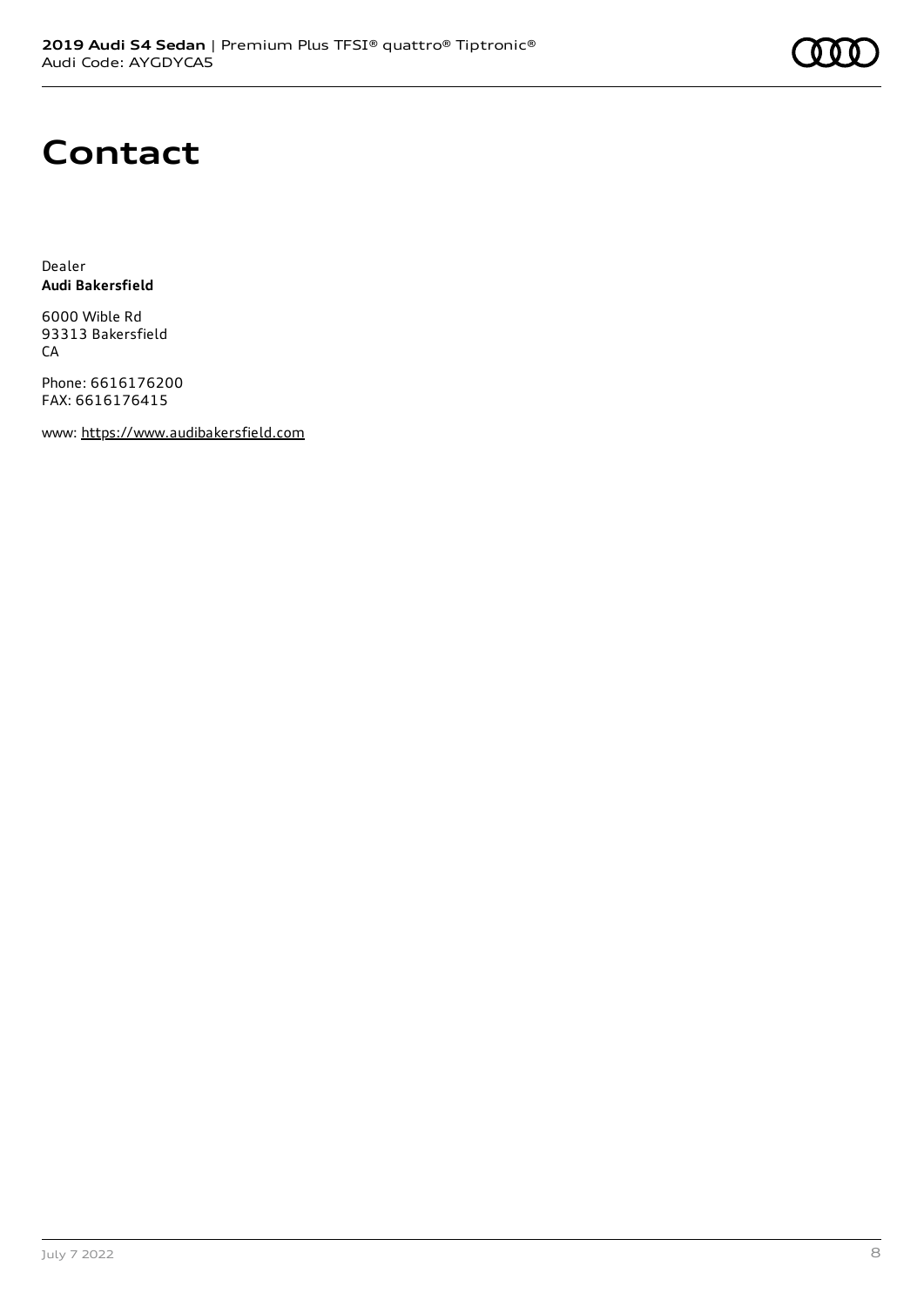# Contact

Dealer
**Audi Bakersfield**

6000 Wible Rd
93313 Bakersfield
CA

Phone: 6616176200
FAX: 6616176415

www: https://www.audibakersfield.com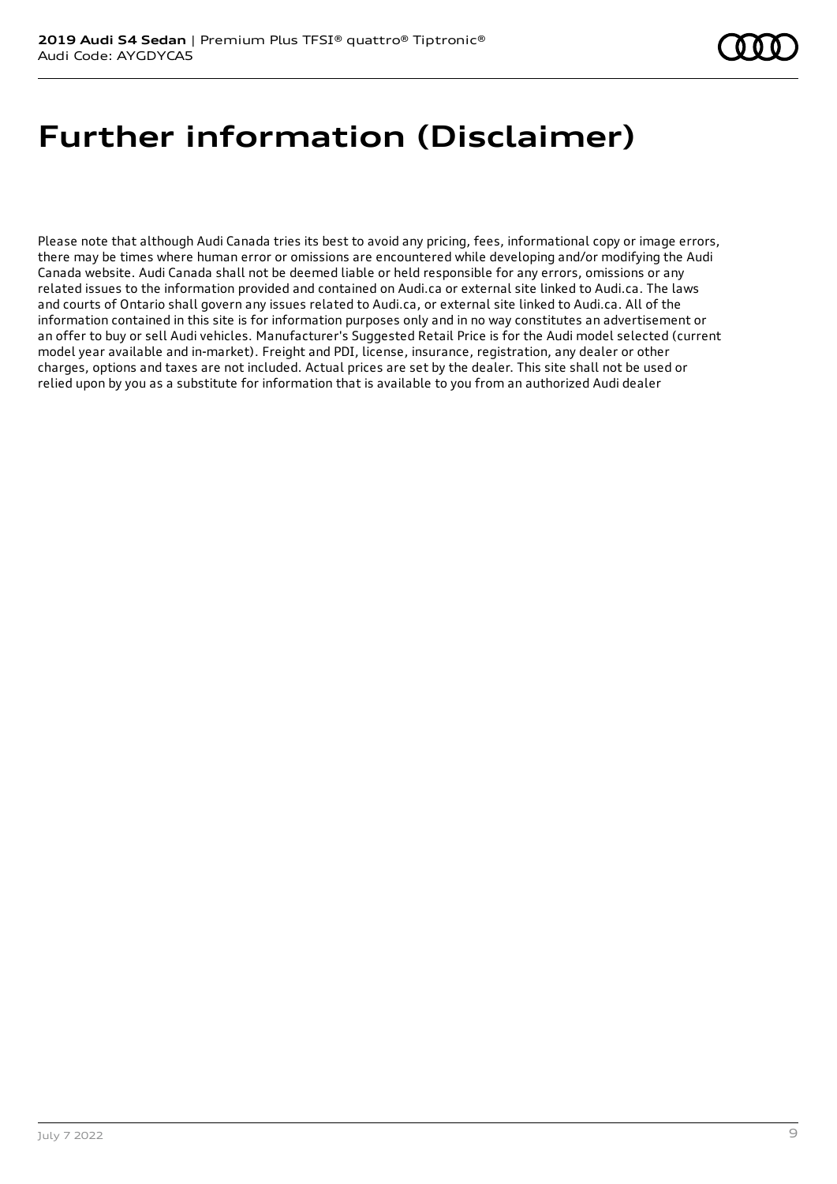# Further information (Disclaimer)

Please note that although Audi Canada tries its best to avoid any pricing, fees, informational copy or image errors, there may be times where human error or omissions are encountered while developing and/or modifying the Audi Canada website. Audi Canada shall not be deemed liable or held responsible for any errors, omissions or any related issues to the information provided and contained on Audi.ca or external site linked to Audi.ca. The laws and courts of Ontario shall govern any issues related to Audi.ca, or external site linked to Audi.ca. All of the information contained in this site is for information purposes only and in no way constitutes an advertisement or an offer to buy or sell Audi vehicles. Manufacturer's Suggested Retail Price is for the Audi model selected (current model year available and in-market). Freight and PDI, license, insurance, registration, any dealer or other charges, options and taxes are not included. Actual prices are set by the dealer. This site shall not be used or relied upon by you as a substitute for information that is available to you from an authorized Audi dealer